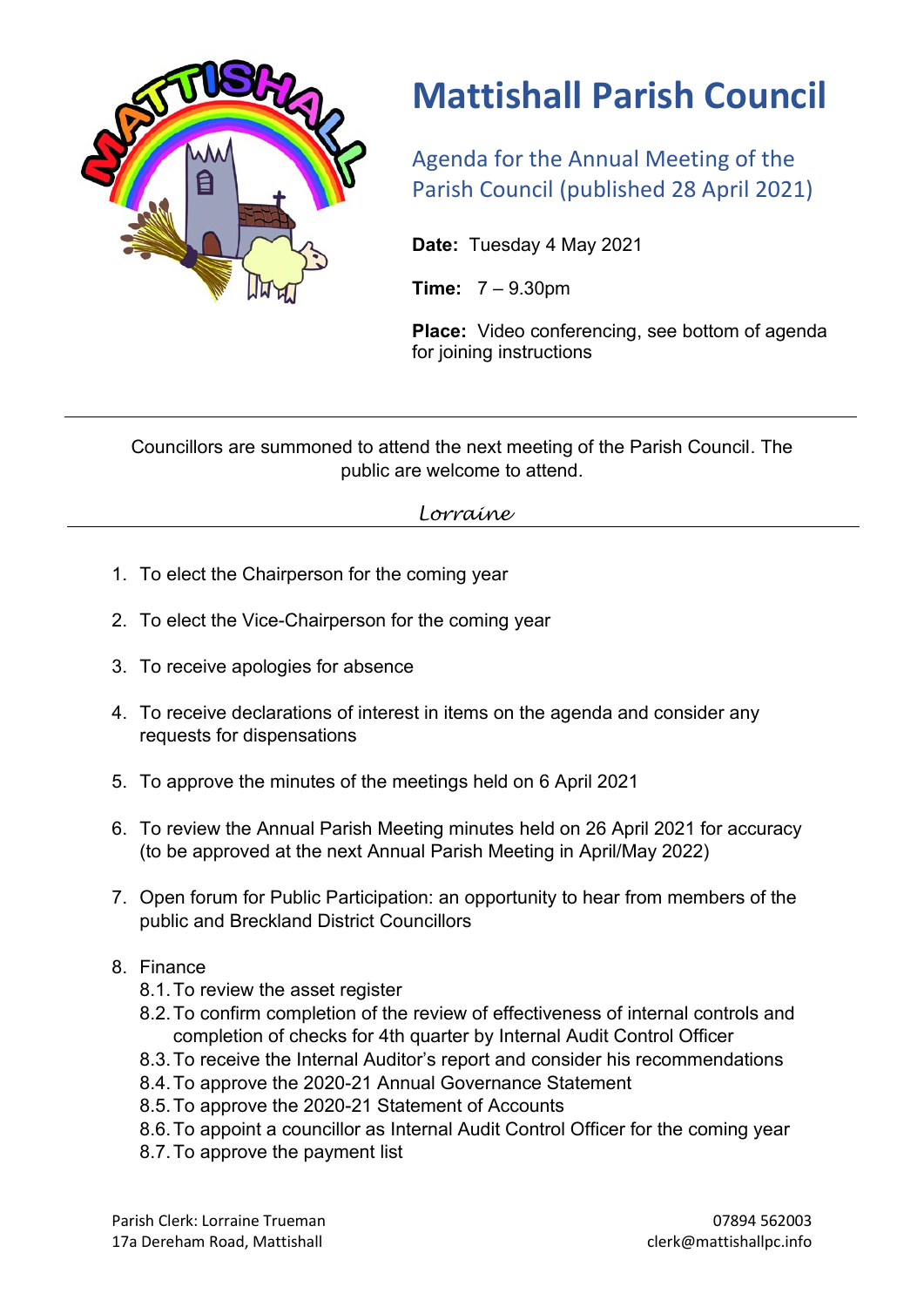# Mattishall Parish Council

## Agenda for the Annual Meeting of the Parish Council (published 28 April 2021)

**Date:** Tuesday 4 May 2021

**Time:** 7 – 9.30pm

**Place:** Video conferencing, see bottom of agenda for joining instructions

---

Councillors are summoned to attend the next meeting of the Parish Council. The public are welcome to attend.

*Lorraine*

---

1. To elect the Chairperson for the coming year
2. To elect the Vice-Chairperson for the coming year
3. To receive apologies for absence
4. To receive declarations of interest in items on the agenda and consider any requests for dispensations
5. To approve the minutes of the meetings held on 6 April 2021
6. To review the Annual Parish Meeting minutes held on 26 April 2021 for accuracy (to be approved at the next Annual Parish Meeting in April/May 2022)
7. Open forum for Public Participation: an opportunity to hear from members of the public and Breckland District Councillors
8. Finance
   - 8.1. To review the asset register
   - 8.2. To confirm completion of the review of effectiveness of internal controls and completion of checks for 4th quarter by Internal Audit Control Officer
   - 8.3. To receive the Internal Auditor's report and consider his recommendations
   - 8.4. To approve the 2020-21 Annual Governance Statement
   - 8.5. To approve the 2020-21 Statement of Accounts
   - 8.6. To appoint a councillor as Internal Audit Control Officer for the coming year
   - 8.7. To approve the payment list

Parish Clerk: Lorraine Trueman
17a Dereham Road, Mattishall

07894 562003
clerk@mattishallpc.info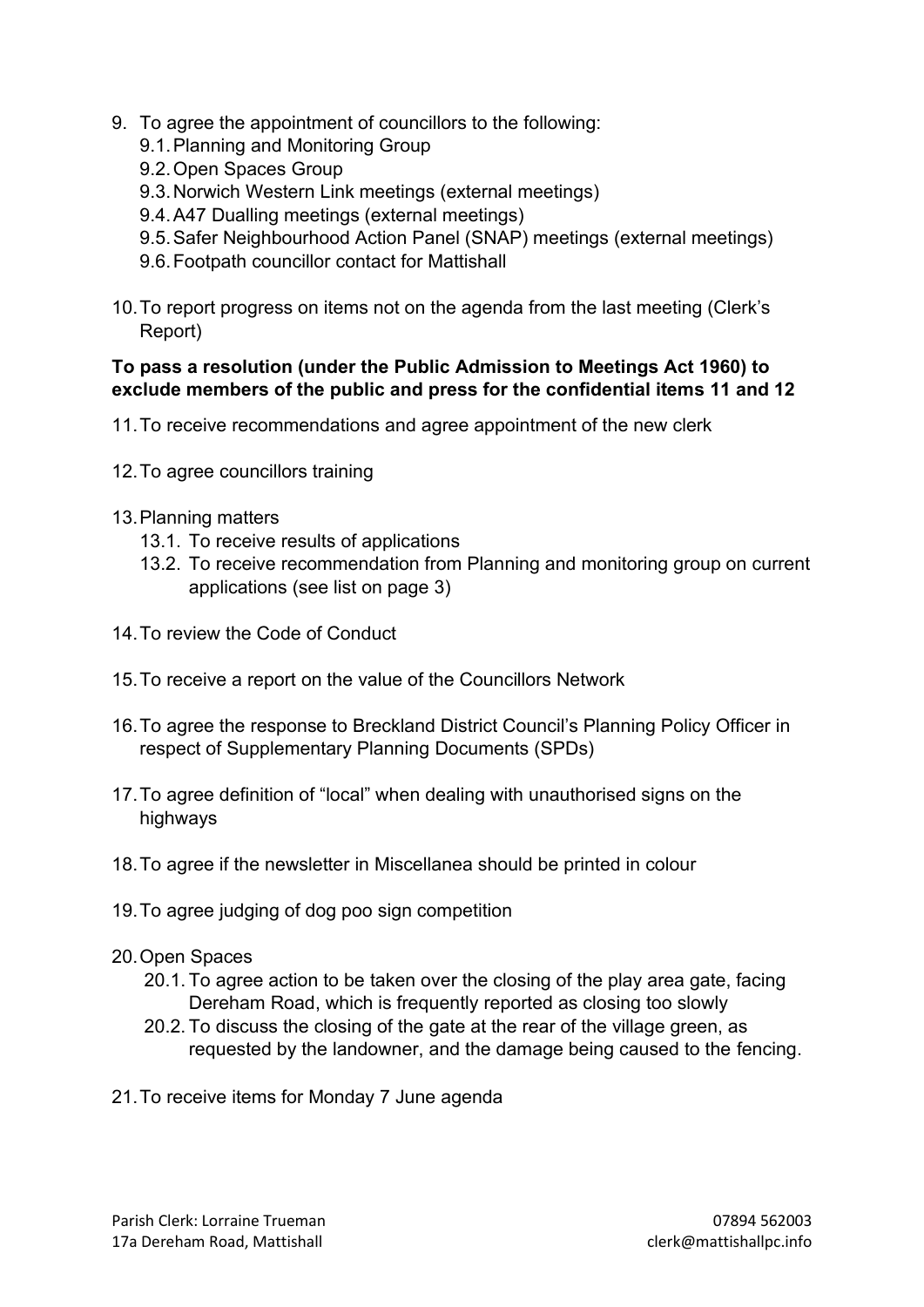9. To agree the appointment of councillors to the following:
   9.1. Planning and Monitoring Group
   9.2. Open Spaces Group
   9.3. Norwich Western Link meetings (external meetings)
   9.4. A47 Dualling meetings (external meetings)
   9.5. Safer Neighbourhood Action Panel (SNAP) meetings (external meetings)
   9.6. Footpath councillor contact for Mattishall

10. To report progress on items not on the agenda from the last meeting (Clerk's Report)

**To pass a resolution (under the Public Admission to Meetings Act 1960) to exclude members of the public and press for the confidential items 11 and 12**

11. To receive recommendations and agree appointment of the new clerk

12. To agree councillors training

13. Planning matters
    13.1. To receive results of applications
    13.2. To receive recommendation from Planning and monitoring group on current applications (see list on page 3)

14. To review the Code of Conduct

15. To receive a report on the value of the Councillors Network

16. To agree the response to Breckland District Council's Planning Policy Officer in respect of Supplementary Planning Documents (SPDs)

17. To agree definition of "local" when dealing with unauthorised signs on the highways

18. To agree if the newsletter in Miscellanea should be printed in colour

19. To agree judging of dog poo sign competition

20. Open Spaces
    20.1. To agree action to be taken over the closing of the play area gate, facing Dereham Road, which is frequently reported as closing too slowly
    20.2. To discuss the closing of the gate at the rear of the village green, as requested by the landowner, and the damage being caused to the fencing.

21. To receive items for Monday 7 June agenda

Parish Clerk: Lorraine Trueman
17a Dereham Road, Mattishall

07894 562003
clerk@mattishallpc.info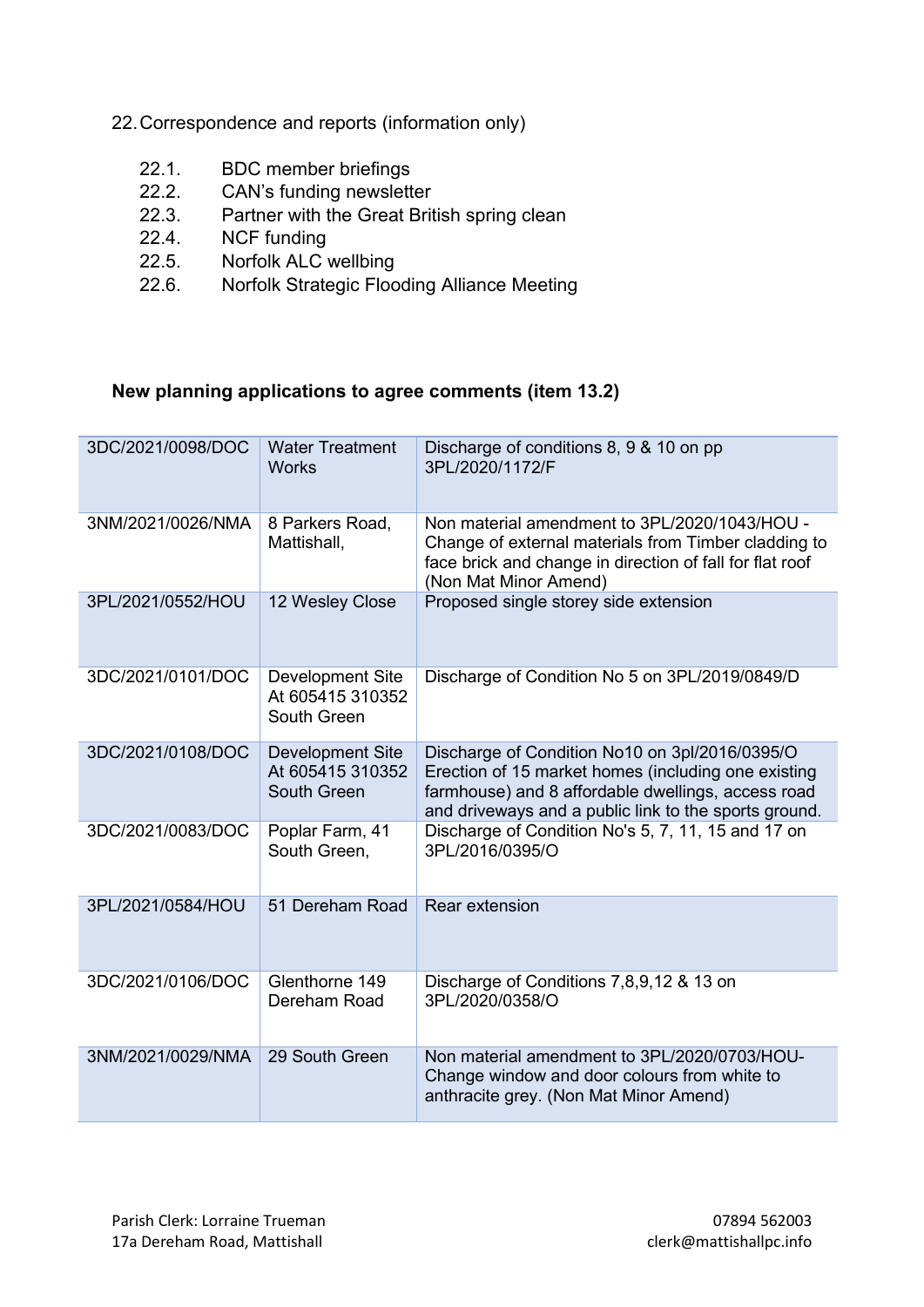22. Correspondence and reports (information only)

    22.1. BDC member briefings
    22.2. CAN's funding newsletter
    22.3. Partner with the Great British spring clean
    22.4. NCF funding
    22.5. Norfolk ALC wellbing
    22.6. Norfolk Strategic Flooding Alliance Meeting

**New planning applications to agree comments (item 13.2)**

| | | |
|---|---|---|
| 3DC/2021/0098/DOC | Water Treatment Works | Discharge of conditions 8, 9 & 10 on pp 3PL/2020/1172/F |
| 3NM/2021/0026/NMA | 8 Parkers Road, Mattishall, | Non material amendment to 3PL/2020/1043/HOU - Change of external materials from Timber cladding to face brick and change in direction of fall for flat roof (Non Mat Minor Amend) |
| 3PL/2021/0552/HOU | 12 Wesley Close | Proposed single storey side extension |
| 3DC/2021/0101/DOC | Development Site At 605415 310352 South Green | Discharge of Condition No 5 on 3PL/2019/0849/D |
| 3DC/2021/0108/DOC | Development Site At 605415 310352 South Green | Discharge of Condition No10 on 3pl/2016/0395/O Erection of 15 market homes (including one existing farmhouse) and 8 affordable dwellings, access road and driveways and a public link to the sports ground. |
| 3DC/2021/0083/DOC | Poplar Farm, 41 South Green, | Discharge of Condition No's 5, 7, 11, 15 and 17 on 3PL/2016/0395/O |
| 3PL/2021/0584/HOU | 51 Dereham Road | Rear extension |
| 3DC/2021/0106/DOC | Glenthorne 149 Dereham Road | Discharge of Conditions 7,8,9,12 & 13 on 3PL/2020/0358/O |
| 3NM/2021/0029/NMA | 29 South Green | Non material amendment to 3PL/2020/0703/HOU- Change window and door colours from white to anthracite grey. (Non Mat Minor Amend) |

Parish Clerk: Lorraine Trueman
17a Dereham Road, Mattishall

07894 562003
clerk@mattishallpc.info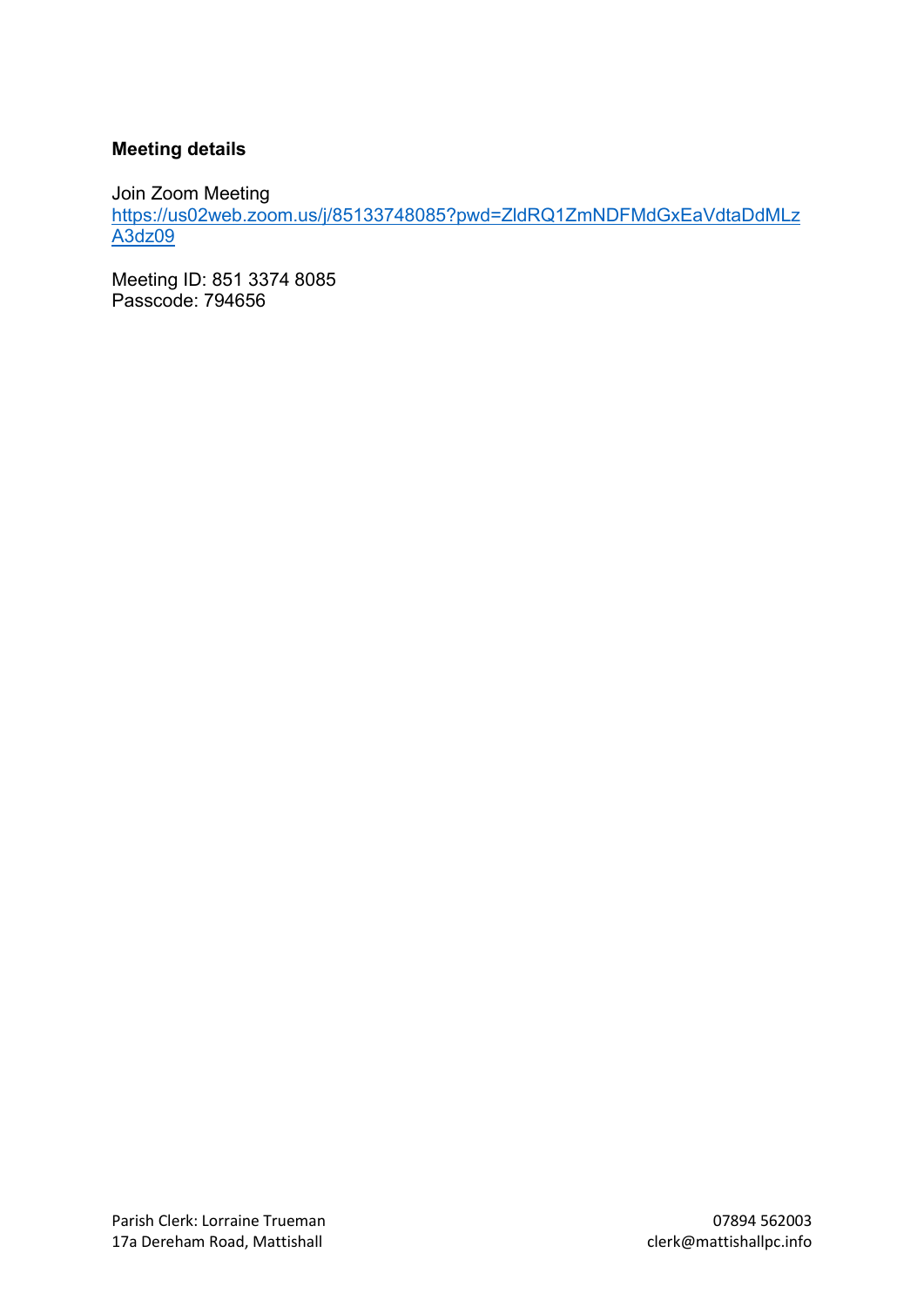**Meeting details**

Join Zoom Meeting
https://us02web.zoom.us/j/85133748085?pwd=ZldRQ1ZmNDFMdGxEaVdtaDdMLzA3dz09

Meeting ID: 851 3374 8085
Passcode: 794656

Parish Clerk: Lorraine Trueman
17a Dereham Road, Mattishall

07894 562003
clerk@mattishallpc.info